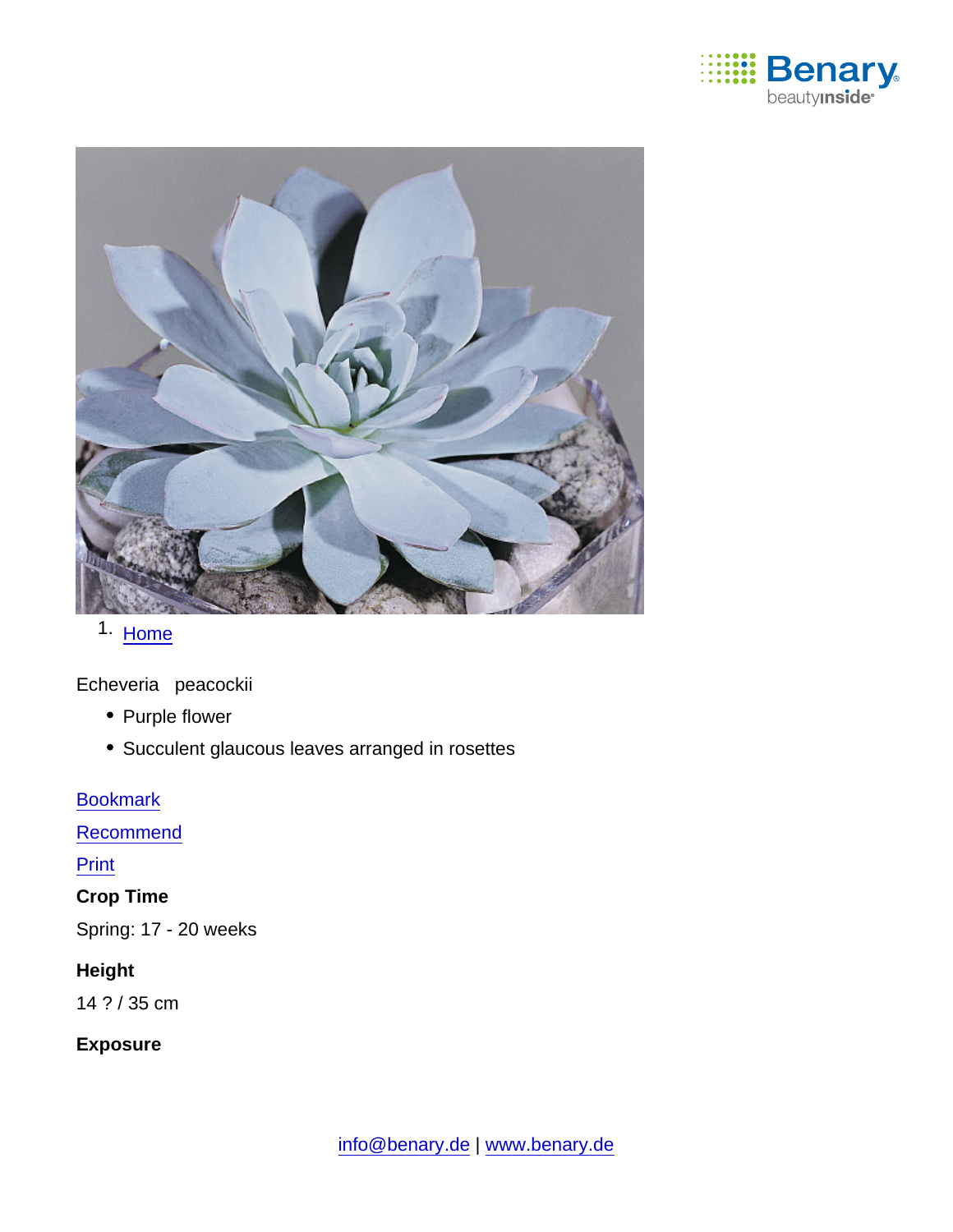1. Home

Echeveria peacockii

- Purple flower
- Succulent glaucous leaves arranged in rosettes

Bookmark

Recommend

Print

**Crop Time**

Spring: 17 - 20 weeks

**Height**

14 ? / 35 cm

**Exposure**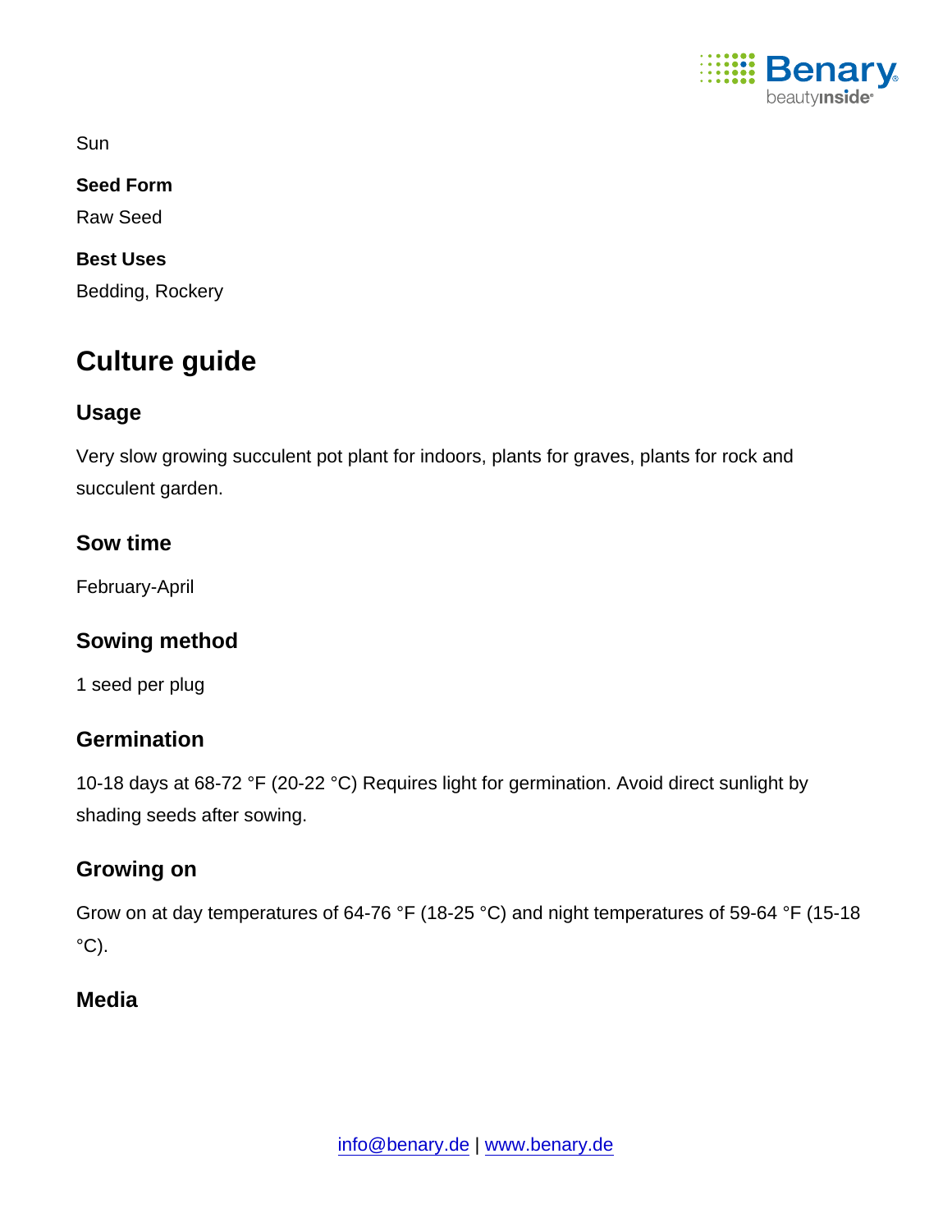Sun

**Seed Form**

Raw Seed

**Best Uses**

Bedding, Rockery

## Culture guide

### Usage

Very slow growing succulent pot plant for indoors, plants for graves, plants for rock and succulent garden.

### Sow time

February-April

### Sowing method

1 seed per plug

### Germination

10-18 days at 68-72 °F (20-22 °C) Requires light for germination. Avoid direct sunlight by shading seeds after sowing.

### Growing on

Grow on at day temperatures of 64-76 °F (18-25 °C) and night temperatures of 59-64 °F (15-18 °C).

### Media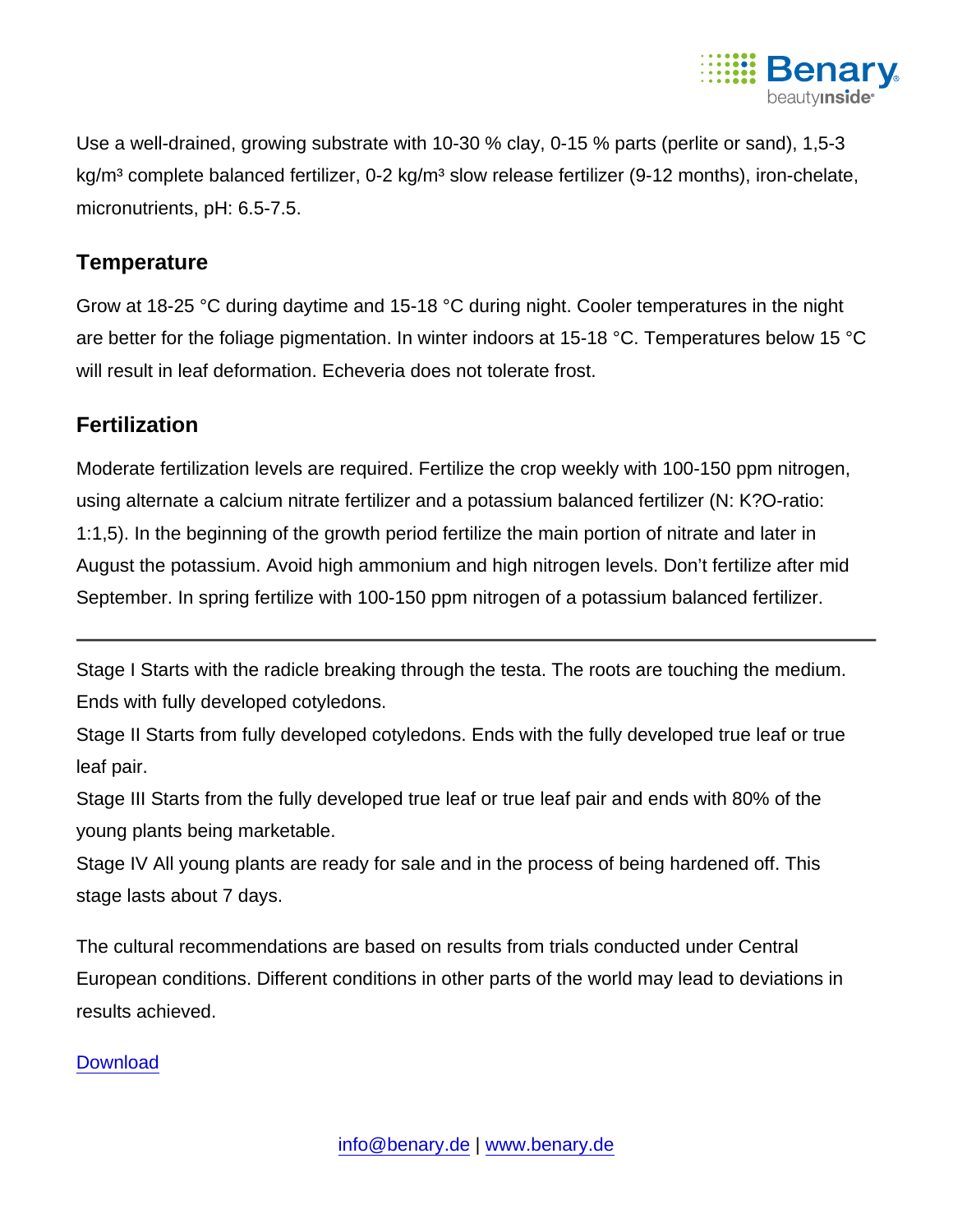Use a well-drained, growing substrate with 10-30 % clay, 0-15 % parts (perlite or sand), 1,5-3 kg/m³ complete balanced fertilizer, 0-2 kg/m³ slow release fertilizer (9-12 months), iron-chelate, micronutrients, pH: 6.5-7.5.

## Temperature

Grow at 18-25 °C during daytime and 15-18 °C during night. Cooler temperatures in the night are better for the foliage pigmentation. In winter indoors at 15-18 °C. Temperatures below 15 °C will result in leaf deformation. Echeveria does not tolerate frost.

## Fertilization

Moderate fertilization levels are required. Fertilize the crop weekly with 100-150 ppm nitrogen, using alternate a calcium nitrate fertilizer and a potassium balanced fertilizer (N: K?O-ratio: 1:1,5). In the beginning of the growth period fertilize the main portion of nitrate and later in August the potassium. Avoid high ammonium and high nitrogen levels. Don't fertilize after mid September. In spring fertilize with 100-150 ppm nitrogen of a potassium balanced fertilizer.

---

Stage I Starts with the radicle breaking through the testa. The roots are touching the medium. Ends with fully developed cotyledons.
Stage II Starts from fully developed cotyledons. Ends with the fully developed true leaf or true leaf pair.
Stage III Starts from the fully developed true leaf or true leaf pair and ends with 80% of the young plants being marketable.
Stage IV All young plants are ready for sale and in the process of being hardened off. This stage lasts about 7 days.

The cultural recommendations are based on results from trials conducted under Central European conditions. Different conditions in other parts of the world may lead to deviations in results achieved.

Download

info@benary.de | www.benary.de